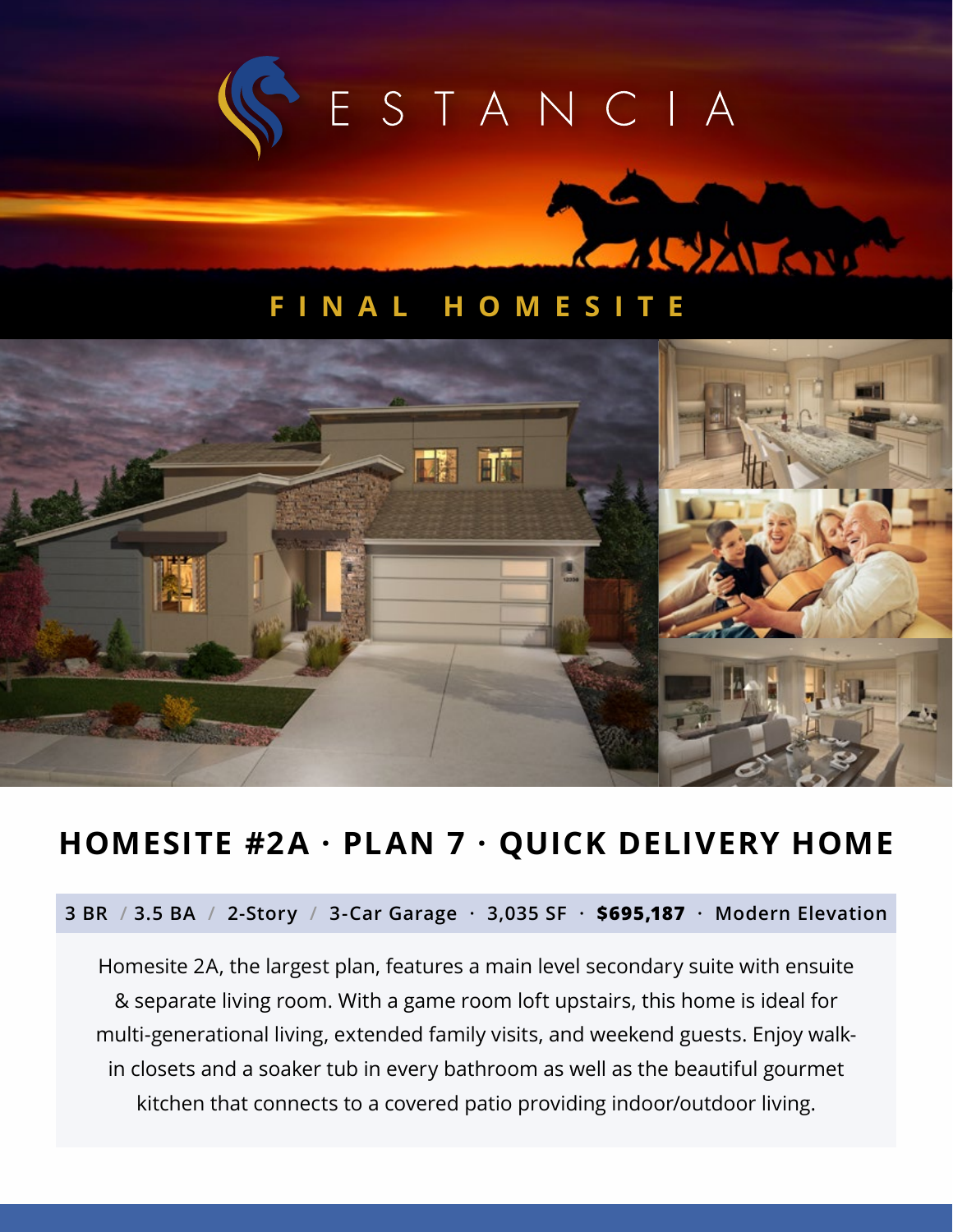# ESTANCIA

## FINAL HOMESITE

## HOMESITE #2A · PLAN 7 · QUICK DELIVERY HOME

3 BR / 3.5 BA / 2-Story / 3-Car Garage · 3,035 SF · **$695,187** · Modern Elevation

Homesite 2A, the largest plan, features a main level secondary suite with ensuite & separate living room. With a game room loft upstairs, this home is ideal for multi-generational living, extended family visits, and weekend guests. Enjoy walk-in closets and a soaker tub in every bathroom as well as the beautiful gourmet kitchen that connects to a covered patio providing indoor/outdoor living.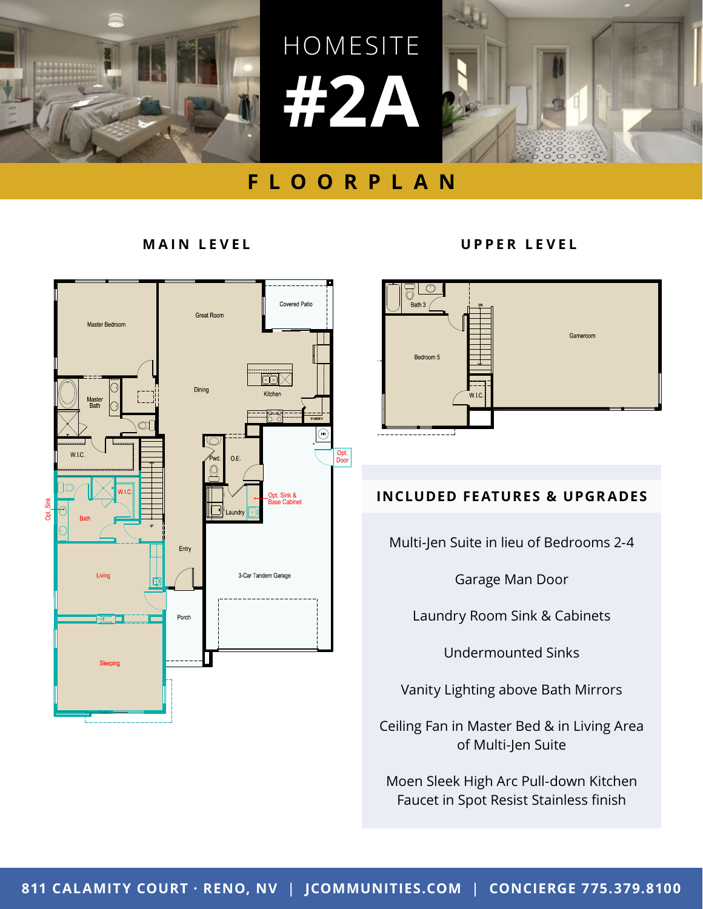# HOMESITE #2A

## FLOORPLAN

### MAIN LEVEL

Master Bedroom

Great Room

Covered Patio

Master Bath

Dining

Kitchen

PANTRY

W.I.C.

Pwd.

O.E.

Opt. Door

W.I.C.

Opt. Sink

Bath

Laundry

Opt. Sink & Base Cabinet

Entry

Living

3-Car Tandem Garage

Porch

Sleeping

### UPPER LEVEL

Bath 3

Bedroom 5

Gameroom

W.I.C.

## INCLUDED FEATURES & UPGRADES

Multi-Jen Suite in lieu of Bedrooms 2-4

Garage Man Door

Laundry Room Sink & Cabinets

Undermounted Sinks

Vanity Lighting above Bath Mirrors

Ceiling Fan in Master Bed & in Living Area of Multi-Jen Suite

Moen Sleek High Arc Pull-down Kitchen Faucet in Spot Resist Stainless finish

811 CALAMITY COURT · RENO, NV | JCOMMUNITIES.COM | CONCIERGE 775.379.8100